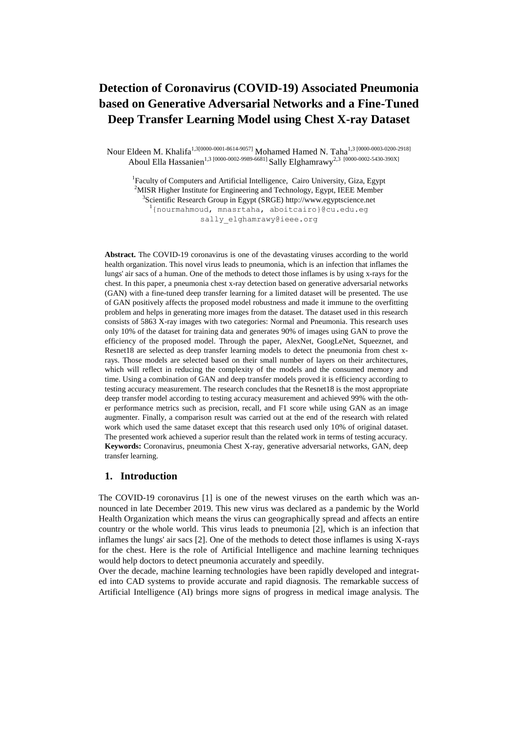# Detection of Coronavirus (COVID-19) Associated Pneumonia based on Generative Adversarial Networks and a Fine-Tuned Deep Transfer Learning Model using Chest X-ray Dataset

Nour Eldeen M. Khalifa[1,3][0000-0001-8614-9057] Mohamed Hamed N. Taha[1,3] [0000-0003-0200-2918] Aboul Ella Hassanien[1,3] [0000-0002-9989-6681] Sally Elghamrawy[2,3] [0000-0002-5430-390X]

[1]Faculty of Computers and Artificial Intelligence, Cairo University, Giza, Egypt
[2]MISR Higher Institute for Engineering and Technology, Egypt, IEEE Member
[3]Scientific Research Group in Egypt (SRGE) http://www.egyptscience.net
[1]{nourmahmoud, mnasrtaha, aboitcairo}@cu.edu.eg
sally_elghamrawy@ieee.org

**Abstract.** The COVID-19 coronavirus is one of the devastating viruses according to the world health organization. This novel virus leads to pneumonia, which is an infection that inflames the lungs' air sacs of a human. One of the methods to detect those inflames is by using x-rays for the chest. In this paper, a pneumonia chest x-ray detection based on generative adversarial networks (GAN) with a fine-tuned deep transfer learning for a limited dataset will be presented. The use of GAN positively affects the proposed model robustness and made it immune to the overfitting problem and helps in generating more images from the dataset. The dataset used in this research consists of 5863 X-ray images with two categories: Normal and Pneumonia. This research uses only 10% of the dataset for training data and generates 90% of images using GAN to prove the efficiency of the proposed model. Through the paper, AlexNet, GoogLeNet, Squeeznet, and Resnet18 are selected as deep transfer learning models to detect the pneumonia from chest x-rays. Those models are selected based on their small number of layers on their architectures, which will reflect in reducing the complexity of the models and the consumed memory and time. Using a combination of GAN and deep transfer models proved it is efficiency according to testing accuracy measurement. The research concludes that the Resnet18 is the most appropriate deep transfer model according to testing accuracy measurement and achieved 99% with the other performance metrics such as precision, recall, and F1 score while using GAN as an image augmenter. Finally, a comparison result was carried out at the end of the research with related work which used the same dataset except that this research used only 10% of original dataset. The presented work achieved a superior result than the related work in terms of testing accuracy.

**Keywords:** Coronavirus, pneumonia Chest X-ray, generative adversarial networks, GAN, deep transfer learning.

## 1. Introduction

The COVID-19 coronavirus [1] is one of the newest viruses on the earth which was announced in late December 2019. This new virus was declared as a pandemic by the World Health Organization which means the virus can geographically spread and affects an entire country or the whole world. This virus leads to pneumonia [2], which is an infection that inflames the lungs' air sacs [2]. One of the methods to detect those inflames is using X-rays for the chest. Here is the role of Artificial Intelligence and machine learning techniques would help doctors to detect pneumonia accurately and speedily.

Over the decade, machine learning technologies have been rapidly developed and integrated into CAD systems to provide accurate and rapid diagnosis. The remarkable success of Artificial Intelligence (AI) brings more signs of progress in medical image analysis. The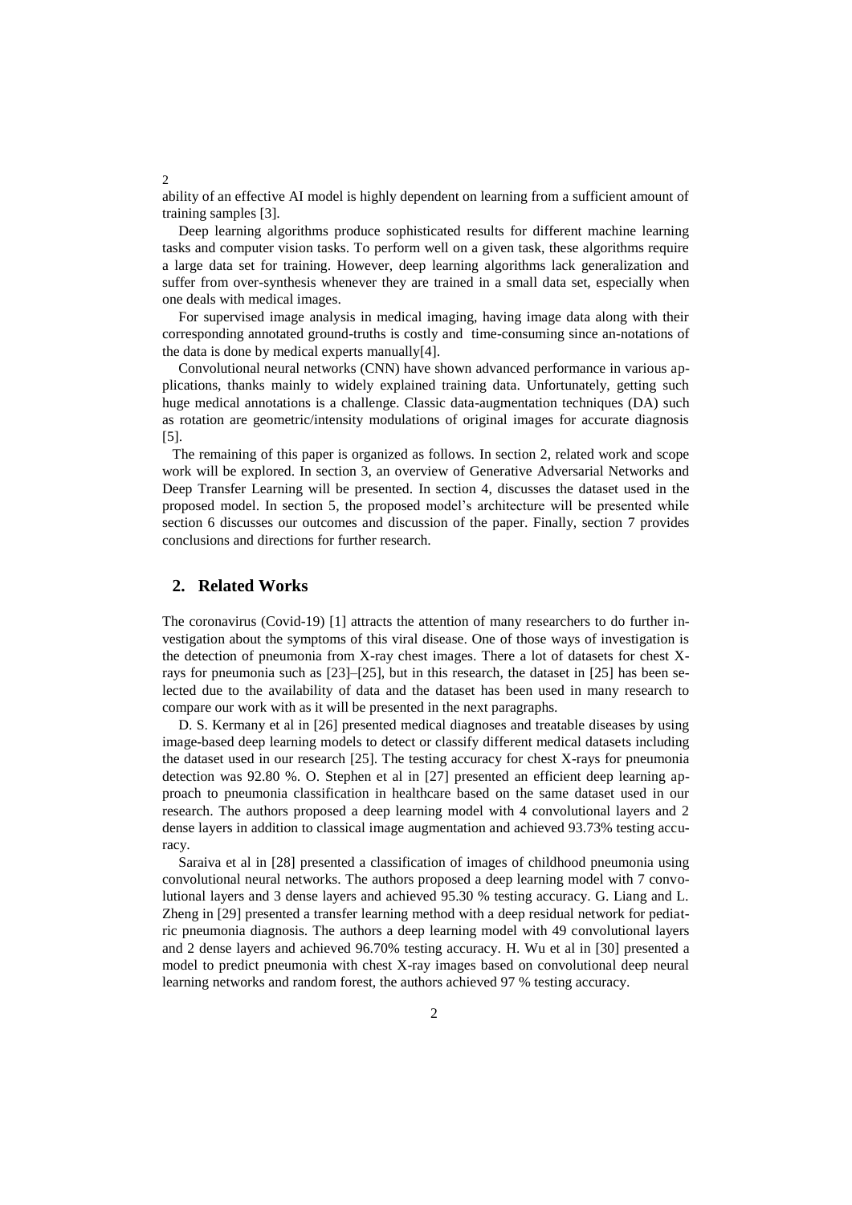ability of an effective AI model is highly dependent on learning from a sufficient amount of training samples [3].

Deep learning algorithms produce sophisticated results for different machine learning tasks and computer vision tasks. To perform well on a given task, these algorithms require a large data set for training. However, deep learning algorithms lack generalization and suffer from over-synthesis whenever they are trained in a small data set, especially when one deals with medical images.

For supervised image analysis in medical imaging, having image data along with their corresponding annotated ground-truths is costly and time-consuming since an-notations of the data is done by medical experts manually[4].

Convolutional neural networks (CNN) have shown advanced performance in various applications, thanks mainly to widely explained training data. Unfortunately, getting such huge medical annotations is a challenge. Classic data-augmentation techniques (DA) such as rotation are geometric/intensity modulations of original images for accurate diagnosis [5].

The remaining of this paper is organized as follows. In section 2, related work and scope work will be explored. In section 3, an overview of Generative Adversarial Networks and Deep Transfer Learning will be presented. In section 4, discusses the dataset used in the proposed model. In section 5, the proposed model's architecture will be presented while section 6 discusses our outcomes and discussion of the paper. Finally, section 7 provides conclusions and directions for further research.

## 2. Related Works

The coronavirus (Covid-19) [1] attracts the attention of many researchers to do further investigation about the symptoms of this viral disease. One of those ways of investigation is the detection of pneumonia from X-ray chest images. There a lot of datasets for chest X-rays for pneumonia such as [23]–[25], but in this research, the dataset in [25] has been selected due to the availability of data and the dataset has been used in many research to compare our work with as it will be presented in the next paragraphs.

D. S. Kermany et al in [26] presented medical diagnoses and treatable diseases by using image-based deep learning models to detect or classify different medical datasets including the dataset used in our research [25]. The testing accuracy for chest X-rays for pneumonia detection was 92.80 %. O. Stephen et al in [27] presented an efficient deep learning approach to pneumonia classification in healthcare based on the same dataset used in our research. The authors proposed a deep learning model with 4 convolutional layers and 2 dense layers in addition to classical image augmentation and achieved 93.73% testing accuracy.

Saraiva et al in [28] presented a classification of images of childhood pneumonia using convolutional neural networks. The authors proposed a deep learning model with 7 convolutional layers and 3 dense layers and achieved 95.30 % testing accuracy. G. Liang and L. Zheng in [29] presented a transfer learning method with a deep residual network for pediatric pneumonia diagnosis. The authors a deep learning model with 49 convolutional layers and 2 dense layers and achieved 96.70% testing accuracy. H. Wu et al in [30] presented a model to predict pneumonia with chest X-ray images based on convolutional deep neural learning networks and random forest, the authors achieved 97 % testing accuracy.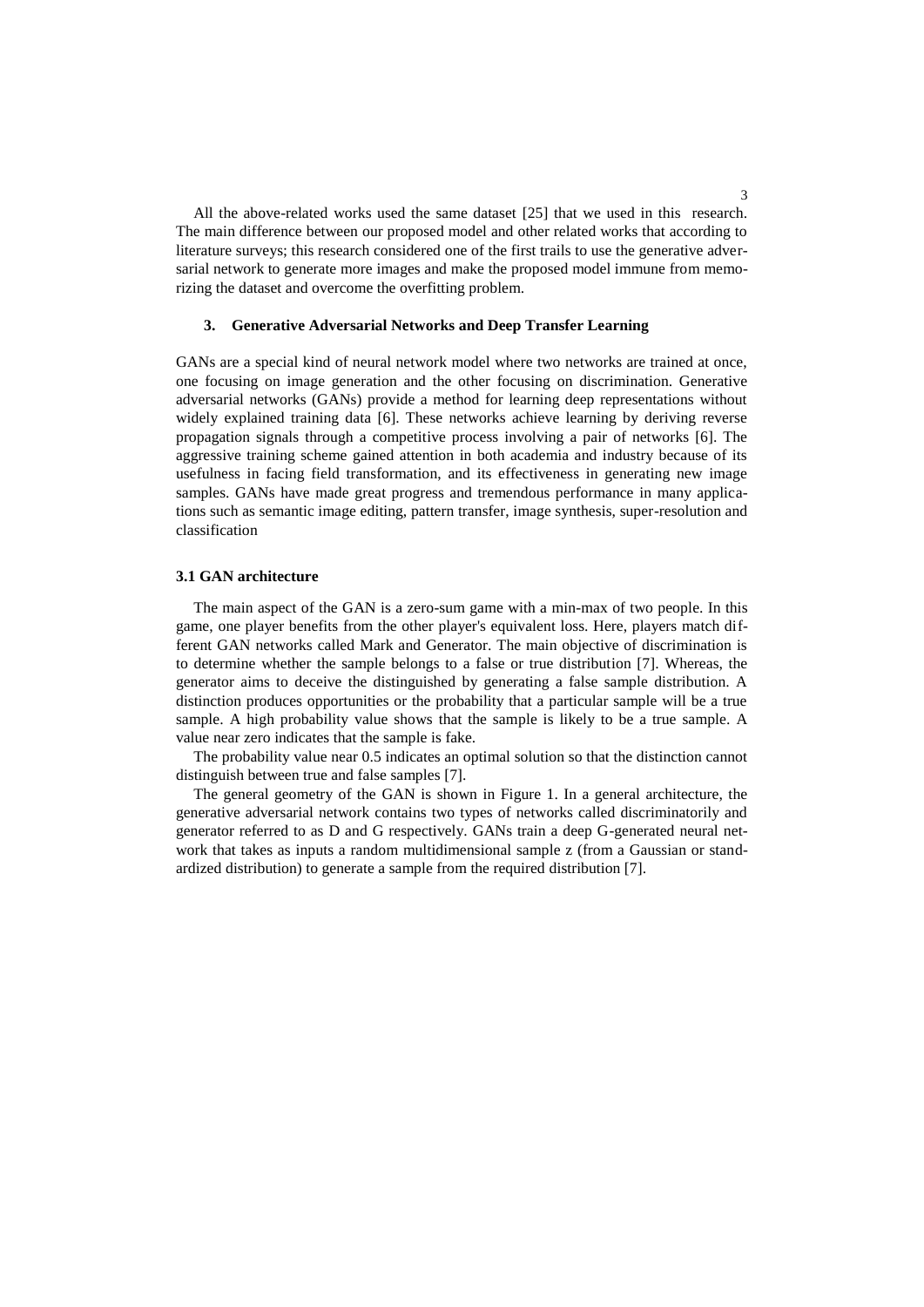All the above-related works used the same dataset [25] that we used in this research. The main difference between our proposed model and other related works that according to literature surveys; this research considered one of the first trails to use the generative adversarial network to generate more images and make the proposed model immune from memorizing the dataset and overcome the overfitting problem.

## 3. Generative Adversarial Networks and Deep Transfer Learning

GANs are a special kind of neural network model where two networks are trained at once, one focusing on image generation and the other focusing on discrimination. Generative adversarial networks (GANs) provide a method for learning deep representations without widely explained training data [6]. These networks achieve learning by deriving reverse propagation signals through a competitive process involving a pair of networks [6]. The aggressive training scheme gained attention in both academia and industry because of its usefulness in facing field transformation, and its effectiveness in generating new image samples. GANs have made great progress and tremendous performance in many applications such as semantic image editing, pattern transfer, image synthesis, super-resolution and classification

### 3.1 GAN architecture

The main aspect of the GAN is a zero-sum game with a min-max of two people. In this game, one player benefits from the other player's equivalent loss. Here, players match different GAN networks called Mark and Generator. The main objective of discrimination is to determine whether the sample belongs to a false or true distribution [7]. Whereas, the generator aims to deceive the distinguished by generating a false sample distribution. A distinction produces opportunities or the probability that a particular sample will be a true sample. A high probability value shows that the sample is likely to be a true sample. A value near zero indicates that the sample is fake.

The probability value near 0.5 indicates an optimal solution so that the distinction cannot distinguish between true and false samples [7].

The general geometry of the GAN is shown in Figure 1. In a general architecture, the generative adversarial network contains two types of networks called discriminatorily and generator referred to as D and G respectively. GANs train a deep G-generated neural network that takes as inputs a random multidimensional sample z (from a Gaussian or standardized distribution) to generate a sample from the required distribution [7].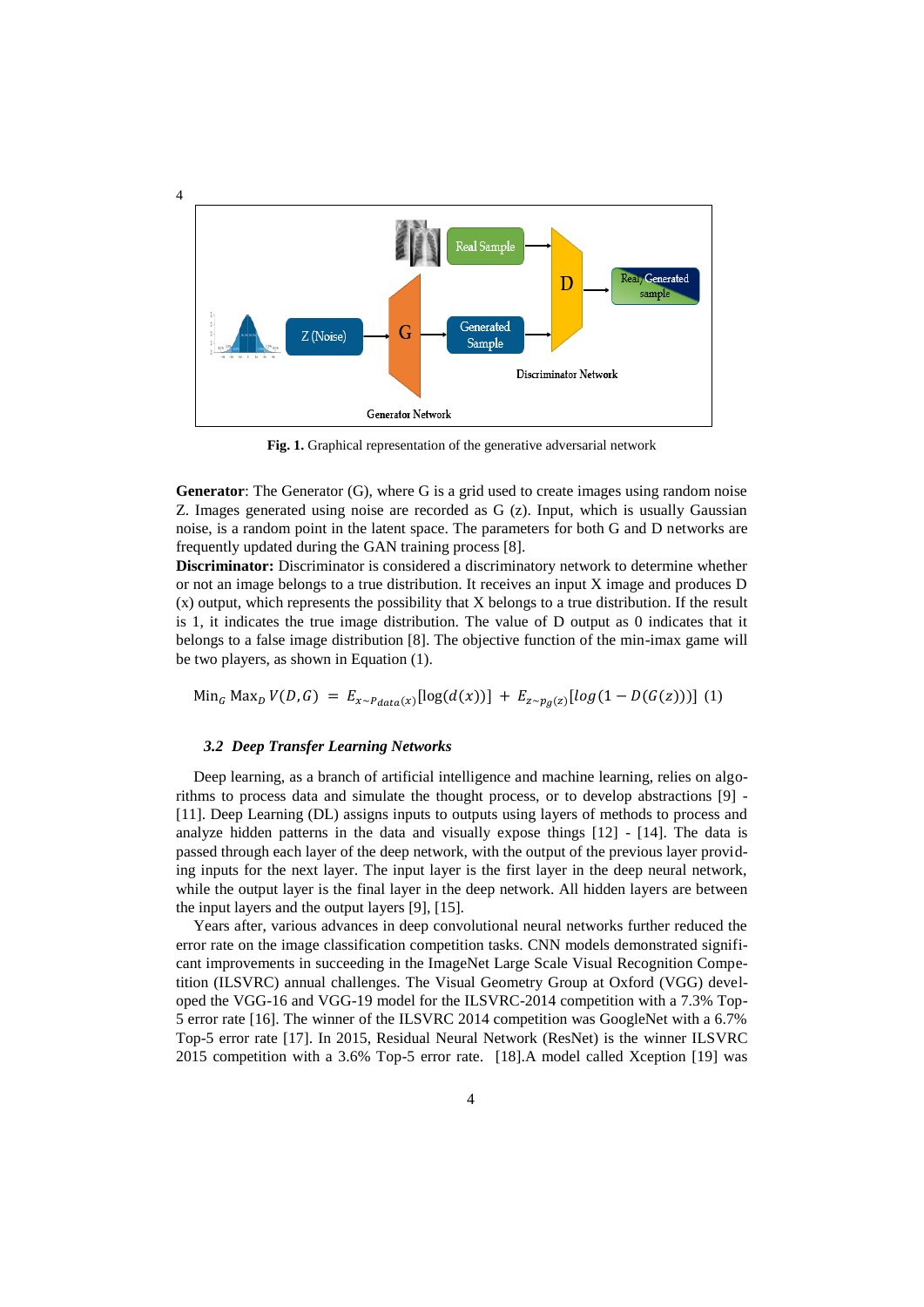Fig. 1. Graphical representation of the generative adversarial network

**Generator**: The Generator (G), where G is a grid used to create images using random noise Z. Images generated using noise are recorded as G (z). Input, which is usually Gaussian noise, is a random point in the latent space. The parameters for both G and D networks are frequently updated during the GAN training process [8].

**Discriminator:** Discriminator is considered a discriminatory network to determine whether or not an image belongs to a true distribution. It receives an input X image and produces D (x) output, which represents the possibility that X belongs to a true distribution. If the result is 1, it indicates the true image distribution. The value of D output as 0 indicates that it belongs to a false image distribution [8]. The objective function of the min-imax game will be two players, as shown in Equation (1).

$$\text{Min}_G \ \text{Max}_D \ V(D,G) \ = \ E_{x\sim P_{data}(x)}[\log(d(x))] \ + \ E_{z\sim p_g(z)}[log(1-D(G(z)))] \ (1)$$

### *3.2 Deep Transfer Learning Networks*

Deep learning, as a branch of artificial intelligence and machine learning, relies on algorithms to process data and simulate the thought process, or to develop abstractions [9] - [11]. Deep Learning (DL) assigns inputs to outputs using layers of methods to process and analyze hidden patterns in the data and visually expose things [12] - [14]. The data is passed through each layer of the deep network, with the output of the previous layer providing inputs for the next layer. The input layer is the first layer in the deep neural network, while the output layer is the final layer in the deep network. All hidden layers are between the input layers and the output layers [9], [15].

Years after, various advances in deep convolutional neural networks further reduced the error rate on the image classification competition tasks. CNN models demonstrated significant improvements in succeeding in the ImageNet Large Scale Visual Recognition Competition (ILSVRC) annual challenges. The Visual Geometry Group at Oxford (VGG) developed the VGG-16 and VGG-19 model for the ILSVRC-2014 competition with a 7.3% Top-5 error rate [16]. The winner of the ILSVRC 2014 competition was GoogleNet with a 6.7% Top-5 error rate [17]. In 2015, Residual Neural Network (ResNet) is the winner ILSVRC 2015 competition with a 3.6% Top-5 error rate. [18].A model called Xception [19] was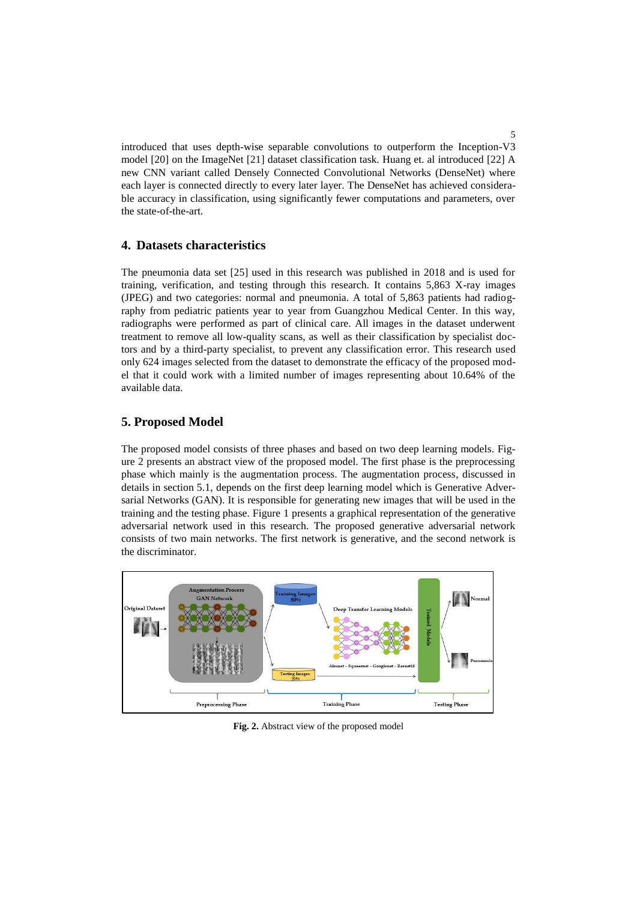introduced that uses depth-wise separable convolutions to outperform the Inception-V3 model [20] on the ImageNet [21] dataset classification task. Huang et. al introduced [22] A new CNN variant called Densely Connected Convolutional Networks (DenseNet) where each layer is connected directly to every later layer. The DenseNet has achieved considerable accuracy in classification, using significantly fewer computations and parameters, over the state-of-the-art.

## 4. Datasets characteristics

The pneumonia data set [25] used in this research was published in 2018 and is used for training, verification, and testing through this research. It contains 5,863 X-ray images (JPEG) and two categories: normal and pneumonia. A total of 5,863 patients had radiography from pediatric patients year to year from Guangzhou Medical Center. In this way, radiographs were performed as part of clinical care. All images in the dataset underwent treatment to remove all low-quality scans, as well as their classification by specialist doctors and by a third-party specialist, to prevent any classification error. This research used only 624 images selected from the dataset to demonstrate the efficacy of the proposed model that it could work with a limited number of images representing about 10.64% of the available data.

## 5. Proposed Model

The proposed model consists of three phases and based on two deep learning models. Figure 2 presents an abstract view of the proposed model. The first phase is the preprocessing phase which mainly is the augmentation process. The augmentation process, discussed in details in section 5.1, depends on the first deep learning model which is Generative Adversarial Networks (GAN). It is responsible for generating new images that will be used in the training and the testing phase. Figure 1 presents a graphical representation of the generative adversarial network used in this research. The proposed generative adversarial network consists of two main networks. The first network is generative, and the second network is the discriminator.

**Fig. 2.** Abstract view of the proposed model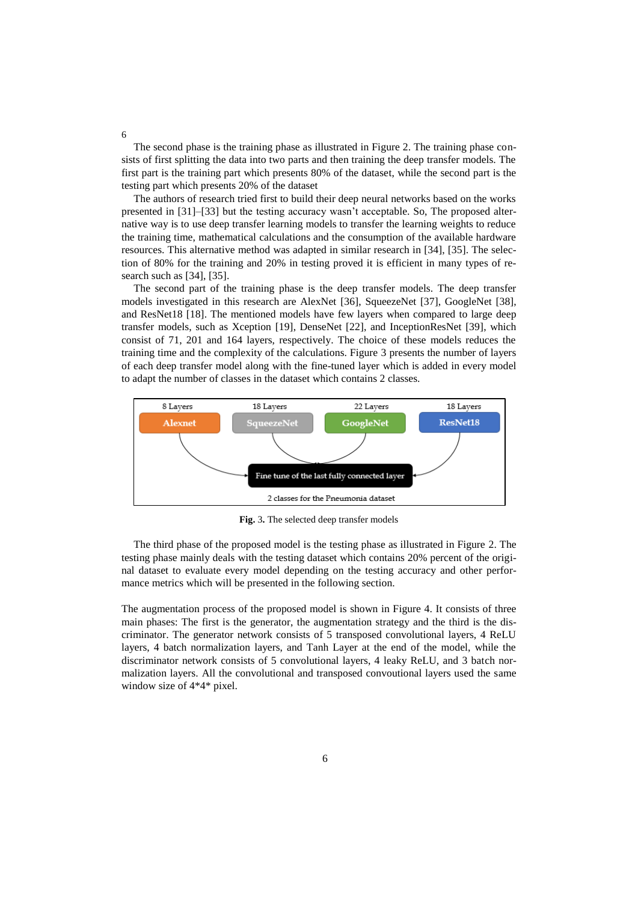The second phase is the training phase as illustrated in Figure 2. The training phase consists of first splitting the data into two parts and then training the deep transfer models. The first part is the training part which presents 80% of the dataset, while the second part is the testing part which presents 20% of the dataset

The authors of research tried first to build their deep neural networks based on the works presented in [31]–[33] but the testing accuracy wasn't acceptable. So, The proposed alternative way is to use deep transfer learning models to transfer the learning weights to reduce the training time, mathematical calculations and the consumption of the available hardware resources. This alternative method was adapted in similar research in [34], [35]. The selection of 80% for the training and 20% in testing proved it is efficient in many types of research such as [34], [35].

The second part of the training phase is the deep transfer models. The deep transfer models investigated in this research are AlexNet [36], SqueezeNet [37], GoogleNet [38], and ResNet18 [18]. The mentioned models have few layers when compared to large deep transfer models, such as Xception [19], DenseNet [22], and InceptionResNet [39], which consist of 71, 201 and 164 layers, respectively. The choice of these models reduces the training time and the complexity of the calculations. Figure 3 presents the number of layers of each deep transfer model along with the fine-tuned layer which is added in every model to adapt the number of classes in the dataset which contains 2 classes.

8 Layers Alexnet | 18 Layers SqueezeNet | 22 Layers GoogleNet | 18 Layers ResNet18

Fine tune of the last fully connected layer

2 classes for the Pneumonia dataset

**Fig.** 3. The selected deep transfer models

The third phase of the proposed model is the testing phase as illustrated in Figure 2. The testing phase mainly deals with the testing dataset which contains 20% percent of the original dataset to evaluate every model depending on the testing accuracy and other performance metrics which will be presented in the following section.

The augmentation process of the proposed model is shown in Figure 4. It consists of three main phases: The first is the generator, the augmentation strategy and the third is the discriminator. The generator network consists of 5 transposed convolutional layers, 4 ReLU layers, 4 batch normalization layers, and Tanh Layer at the end of the model, while the discriminator network consists of 5 convolutional layers, 4 leaky ReLU, and 3 batch normalization layers. All the convolutional and transposed convoutional layers used the same window size of 4*4* pixel.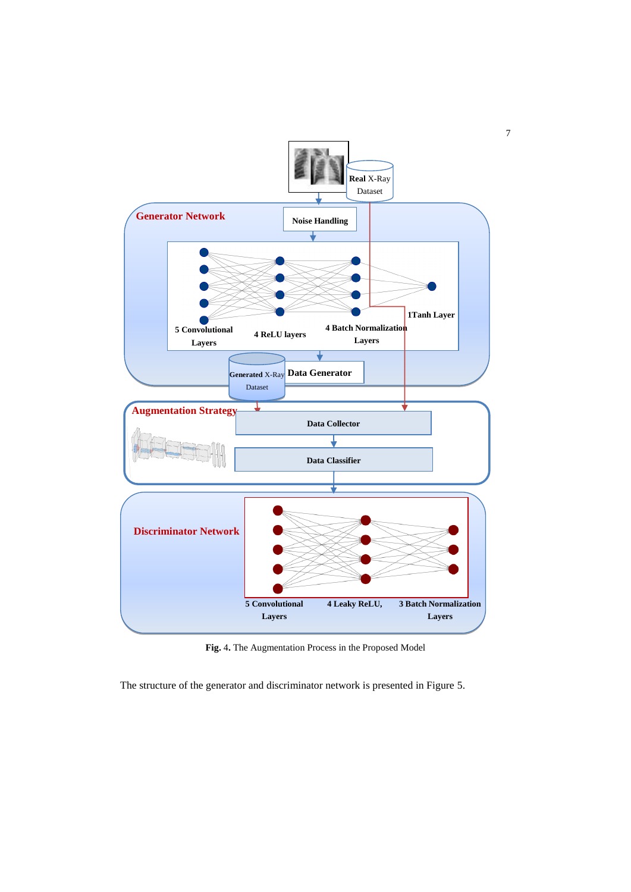**Fig. 4.** The Augmentation Process in the Proposed Model

The structure of the generator and discriminator network is presented in Figure 5.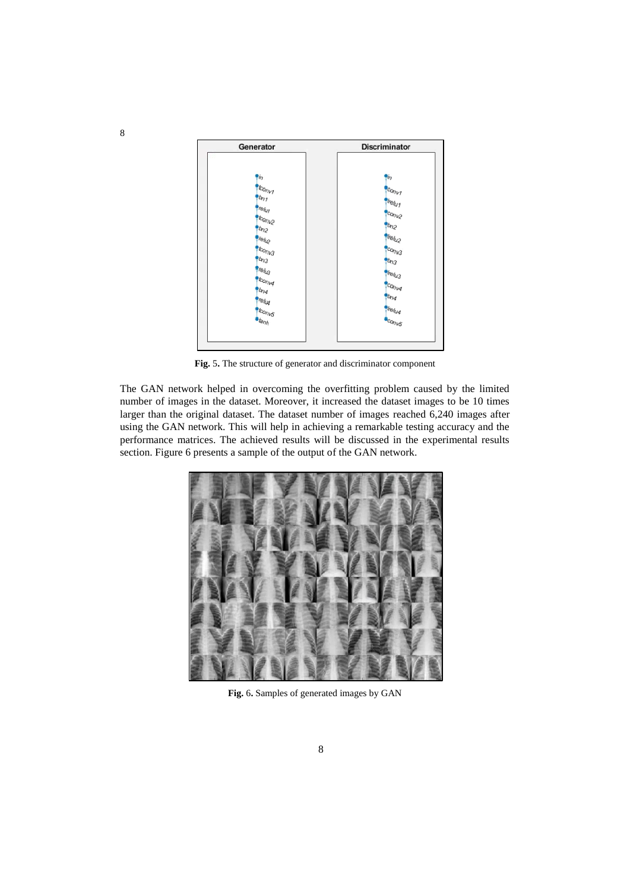**Fig. 5.** The structure of generator and discriminator component

The GAN network helped in overcoming the overfitting problem caused by the limited number of images in the dataset. Moreover, it increased the dataset images to be 10 times larger than the original dataset. The dataset number of images reached 6,240 images after using the GAN network. This will help in achieving a remarkable testing accuracy and the performance matrices. The achieved results will be discussed in the experimental results section. Figure 6 presents a sample of the output of the GAN network.

**Fig. 6.** Samples of generated images by GAN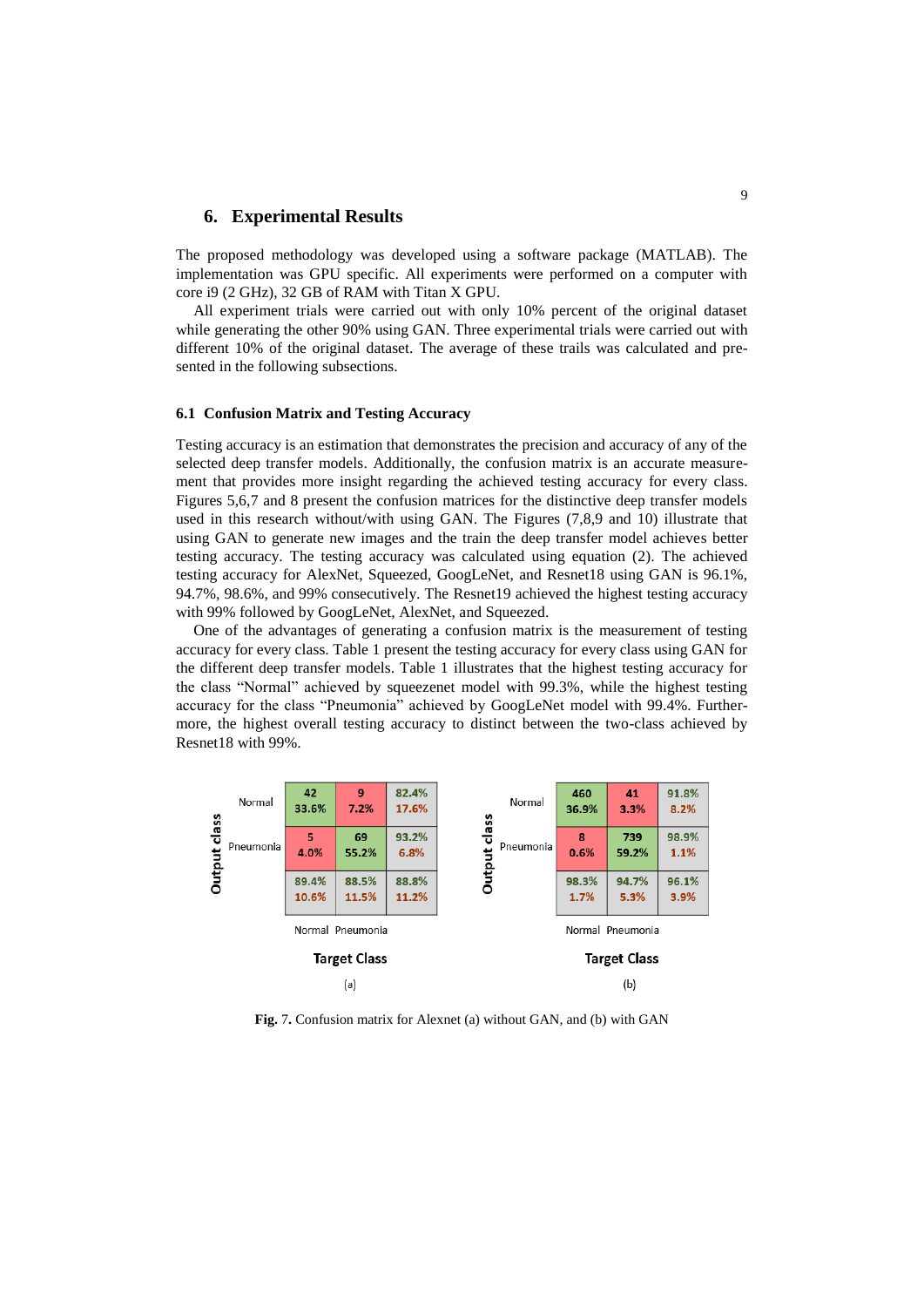## 6. Experimental Results

The proposed methodology was developed using a software package (MATLAB). The implementation was GPU specific. All experiments were performed on a computer with core i9 (2 GHz), 32 GB of RAM with Titan X GPU.

All experiment trials were carried out with only 10% percent of the original dataset while generating the other 90% using GAN. Three experimental trials were carried out with different 10% of the original dataset. The average of these trails was calculated and presented in the following subsections.

### 6.1 Confusion Matrix and Testing Accuracy

Testing accuracy is an estimation that demonstrates the precision and accuracy of any of the selected deep transfer models. Additionally, the confusion matrix is an accurate measurement that provides more insight regarding the achieved testing accuracy for every class. Figures 5,6,7 and 8 present the confusion matrices for the distinctive deep transfer models used in this research without/with using GAN. The Figures (7,8,9 and 10) illustrate that using GAN to generate new images and the train the deep transfer model achieves better testing accuracy. The testing accuracy was calculated using equation (2). The achieved testing accuracy for AlexNet, Squeezed, GoogLeNet, and Resnet18 using GAN is 96.1%, 94.7%, 98.6%, and 99% consecutively. The Resnet19 achieved the highest testing accuracy with 99% followed by GoogLeNet, AlexNet, and Squeezed.

One of the advantages of generating a confusion matrix is the measurement of testing accuracy for every class. Table 1 present the testing accuracy for every class using GAN for the different deep transfer models. Table 1 illustrates that the highest testing accuracy for the class "Normal" achieved by squeezenet model with 99.3%, while the highest testing accuracy for the class "Pneumonia" achieved by GoogLeNet model with 99.4%. Furthermore, the highest overall testing accuracy to distinct between the two-class achieved by Resnet18 with 99%.

(a)

| Output class \ Target Class | Normal | Pneumonia | |
|---|---|---|---|
| Normal | 42<br>33.6% | 9<br>7.2% | 82.4%<br>17.6% |
| Pneumonia | 5<br>4.0% | 69<br>55.2% | 93.2%<br>6.8% |
| | 89.4%<br>10.6% | 88.5%<br>11.5% | 88.8%<br>11.2% |

(b)

| Output class \ Target Class | Normal | Pneumonia | |
|---|---|---|---|
| Normal | 460<br>36.9% | 41<br>3.3% | 91.8%<br>8.2% |
| Pneumonia | 8<br>0.6% | 739<br>59.2% | 98.9%<br>1.1% |
| | 98.3%<br>1.7% | 94.7%<br>5.3% | 96.1%<br>3.9% |

**Fig.** 7. Confusion matrix for Alexnet (a) without GAN, and (b) with GAN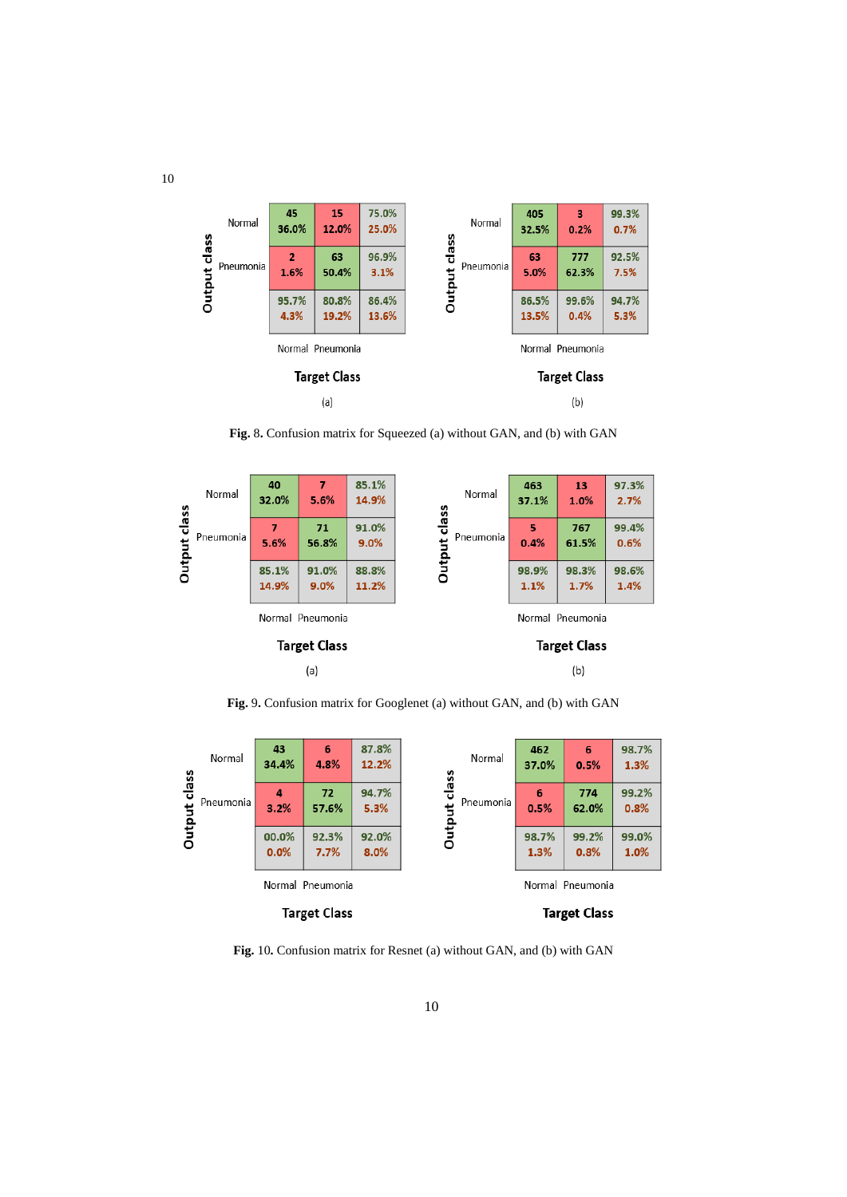| Output class | Normal | Pneumonia | |
|---|---|---|---|
| Normal | 45<br>36.0% | 15<br>12.0% | 75.0%<br>25.0% |
| Pneumonia | 2<br>1.6% | 63<br>50.4% | 96.9%<br>3.1% |
| | 95.7%<br>4.3% | 80.8%<br>19.2% | 86.4%<br>13.6% |

Target Class

(a)

| Output class | Normal | Pneumonia | |
|---|---|---|---|
| Normal | 405<br>32.5% | 3<br>0.2% | 99.3%<br>0.7% |
| Pneumonia | 63<br>5.0% | 777<br>62.3% | 92.5%<br>7.5% |
| | 86.5%<br>13.5% | 99.6%<br>0.4% | 94.7%<br>5.3% |

Target Class

(b)

**Fig.** 8. Confusion matrix for Squeezed (a) without GAN, and (b) with GAN

| Output class | Normal | Pneumonia | |
|---|---|---|---|
| Normal | 40<br>32.0% | 7<br>5.6% | 85.1%<br>14.9% |
| Pneumonia | 7<br>5.6% | 71<br>56.8% | 91.0%<br>9.0% |
| | 85.1%<br>14.9% | 91.0%<br>9.0% | 88.8%<br>11.2% |

Target Class

(a)

| Output class | Normal | Pneumonia | |
|---|---|---|---|
| Normal | 463<br>37.1% | 13<br>1.0% | 97.3%<br>2.7% |
| Pneumonia | 5<br>0.4% | 767<br>61.5% | 99.4%<br>0.6% |
| | 98.9%<br>1.1% | 98.3%<br>1.7% | 98.6%<br>1.4% |

Target Class

(b)

**Fig.** 9. Confusion matrix for Googlenet (a) without GAN, and (b) with GAN

| Output class | Normal | Pneumonia | |
|---|---|---|---|
| Normal | 43<br>34.4% | 6<br>4.8% | 87.8%<br>12.2% |
| Pneumonia | 4<br>3.2% | 72<br>57.6% | 94.7%<br>5.3% |
| | 00.0%<br>0.0% | 92.3%<br>7.7% | 92.0%<br>8.0% |

Target Class

| Output class | Normal | Pneumonia | |
|---|---|---|---|
| Normal | 462<br>37.0% | 6<br>0.5% | 98.7%<br>1.3% |
| Pneumonia | 6<br>0.5% | 774<br>62.0% | 99.2%<br>0.8% |
| | 98.7%<br>1.3% | 99.2%<br>0.8% | 99.0%<br>1.0% |

Target Class

**Fig.** 10. Confusion matrix for Resnet (a) without GAN, and (b) with GAN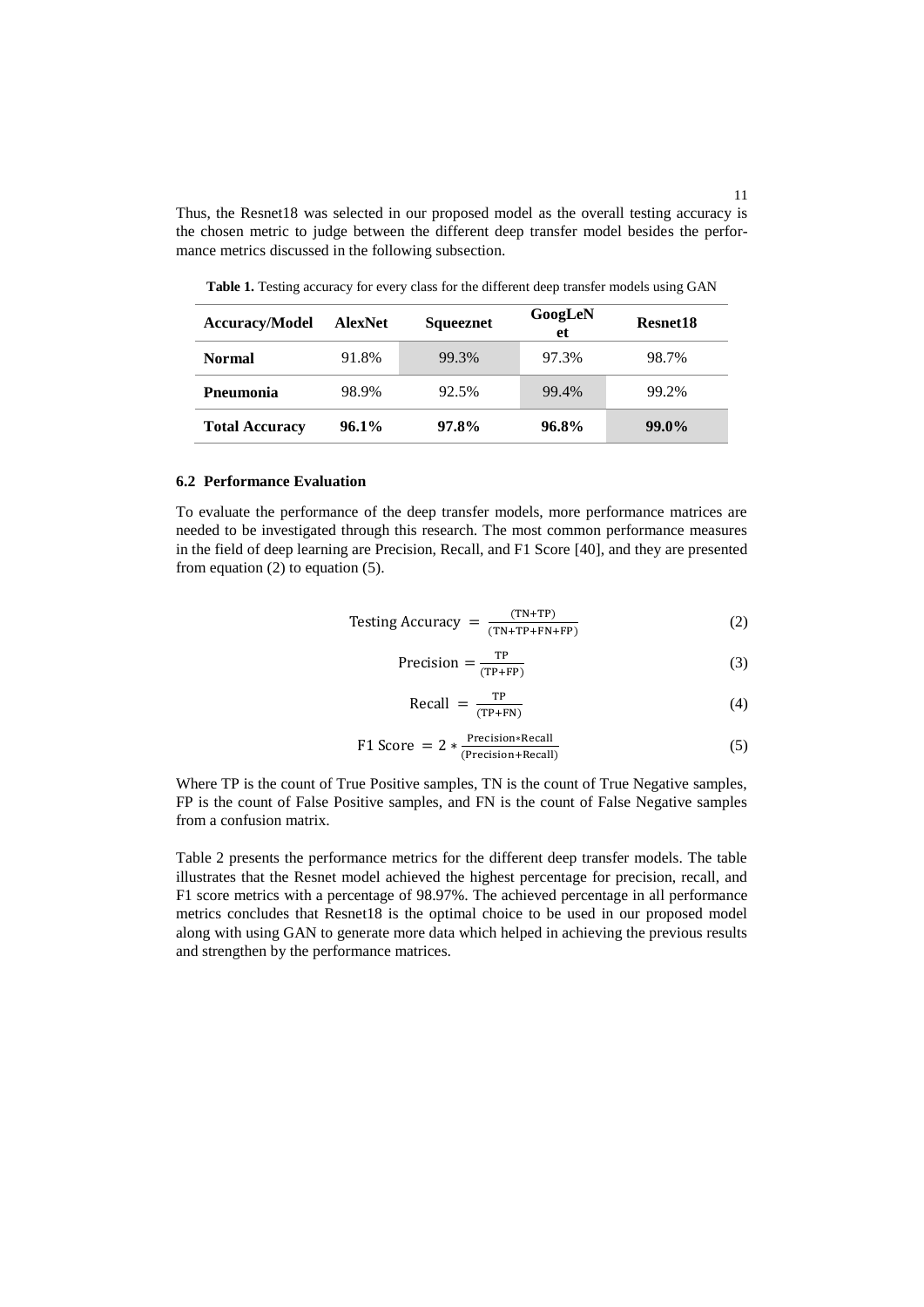Thus, the Resnet18 was selected in our proposed model as the overall testing accuracy is the chosen metric to judge between the different deep transfer model besides the performance metrics discussed in the following subsection.

**Table 1.** Testing accuracy for every class for the different deep transfer models using GAN

| Accuracy/Model | AlexNet | Squeeznet | GoogLeNet | Resnet18 |
|---|---|---|---|---|
| **Normal** | 91.8% | 99.3% | 97.3% | 98.7% |
| **Pneumonia** | 98.9% | 92.5% | 99.4% | 99.2% |
| **Total Accuracy** | **96.1%** | **97.8%** | **96.8%** | **99.0%** |

### 6.2 Performance Evaluation

To evaluate the performance of the deep transfer models, more performance matrices are needed to be investigated through this research. The most common performance measures in the field of deep learning are Precision, Recall, and F1 Score [40], and they are presented from equation (2) to equation (5).

$$\text{Testing Accuracy} = \frac{(\text{TN}+\text{TP})}{(\text{TN}+\text{TP}+\text{FN}+\text{FP})} \tag{2}$$

$$\text{Precision} = \frac{\text{TP}}{(\text{TP}+\text{FP})} \tag{3}$$

$$\text{Recall} = \frac{\text{TP}}{(\text{TP}+\text{FN})} \tag{4}$$

$$\text{F1 Score} = 2 * \frac{\text{Precision}*\text{Recall}}{(\text{Precision}+\text{Recall})} \tag{5}$$

Where TP is the count of True Positive samples, TN is the count of True Negative samples, FP is the count of False Positive samples, and FN is the count of False Negative samples from a confusion matrix.

Table 2 presents the performance metrics for the different deep transfer models. The table illustrates that the Resnet model achieved the highest percentage for precision, recall, and F1 score metrics with a percentage of 98.97%. The achieved percentage in all performance metrics concludes that Resnet18 is the optimal choice to be used in our proposed model along with using GAN to generate more data which helped in achieving the previous results and strengthen by the performance matrices.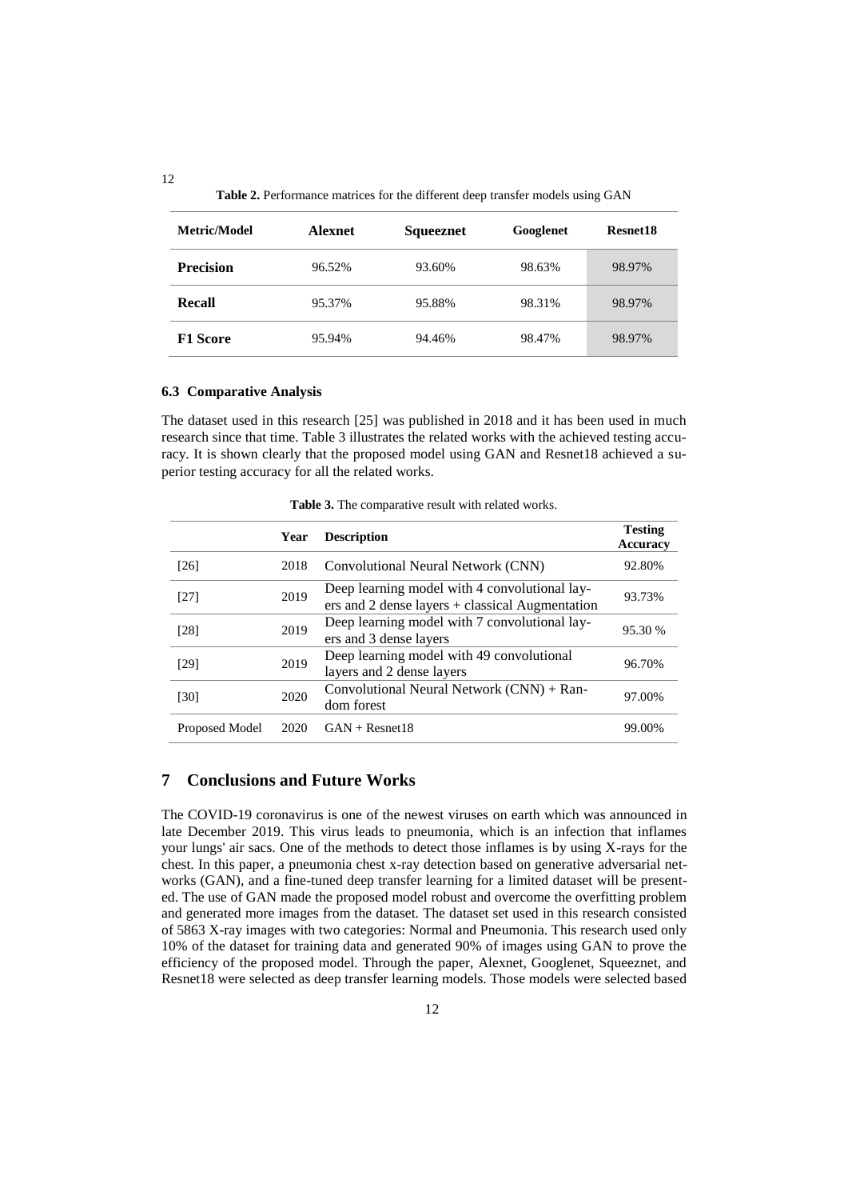**Table 2.** Performance matrices for the different deep transfer models using GAN

| Metric/Model | Alexnet | Squeeznet | Googlenet | Resnet18 |
|---|---|---|---|---|
| **Precision** | 96.52% | 93.60% | 98.63% | 98.97% |
| **Recall** | 95.37% | 95.88% | 98.31% | 98.97% |
| **F1 Score** | 95.94% | 94.46% | 98.47% | 98.97% |

### 6.3 Comparative Analysis

The dataset used in this research [25] was published in 2018 and it has been used in much research since that time. Table 3 illustrates the related works with the achieved testing accuracy. It is shown clearly that the proposed model using GAN and Resnet18 achieved a superior testing accuracy for all the related works.

**Table 3.** The comparative result with related works.

| | Year | Description | Testing Accuracy |
|---|---|---|---|
| [26] | 2018 | Convolutional Neural Network (CNN) | 92.80% |
| [27] | 2019 | Deep learning model with 4 convolutional layers and 2 dense layers + classical Augmentation | 93.73% |
| [28] | 2019 | Deep learning model with 7 convolutional layers and 3 dense layers | 95.30 % |
| [29] | 2019 | Deep learning model with 49 convolutional layers and 2 dense layers | 96.70% |
| [30] | 2020 | Convolutional Neural Network (CNN) + Random forest | 97.00% |
| Proposed Model | 2020 | GAN + Resnet18 | 99.00% |

## 7 Conclusions and Future Works

The COVID-19 coronavirus is one of the newest viruses on earth which was announced in late December 2019. This virus leads to pneumonia, which is an infection that inflames your lungs' air sacs. One of the methods to detect those inflames is by using X-rays for the chest. In this paper, a pneumonia chest x-ray detection based on generative adversarial networks (GAN), and a fine-tuned deep transfer learning for a limited dataset will be presented. The use of GAN made the proposed model robust and overcome the overfitting problem and generated more images from the dataset. The dataset set used in this research consisted of 5863 X-ray images with two categories: Normal and Pneumonia. This research used only 10% of the dataset for training data and generated 90% of images using GAN to prove the efficiency of the proposed model. Through the paper, Alexnet, Googlenet, Squeeznet, and Resnet18 were selected as deep transfer learning models. Those models were selected based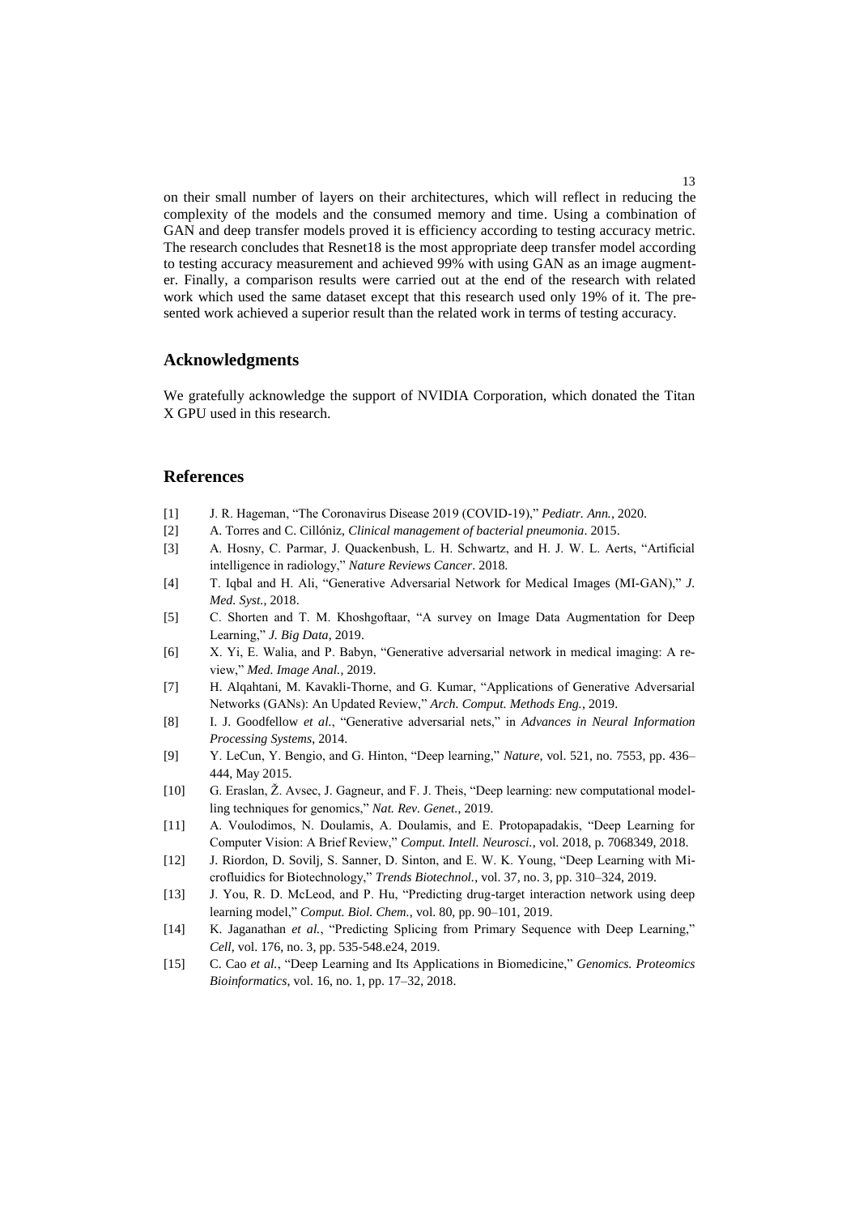on their small number of layers on their architectures, which will reflect in reducing the complexity of the models and the consumed memory and time. Using a combination of GAN and deep transfer models proved it is efficiency according to testing accuracy metric. The research concludes that Resnet18 is the most appropriate deep transfer model according to testing accuracy measurement and achieved 99% with using GAN as an image augmenter. Finally, a comparison results were carried out at the end of the research with related work which used the same dataset except that this research used only 19% of it. The presented work achieved a superior result than the related work in terms of testing accuracy.

## Acknowledgments

We gratefully acknowledge the support of NVIDIA Corporation, which donated the Titan X GPU used in this research.

## References

[1] J. R. Hageman, "The Coronavirus Disease 2019 (COVID-19)," *Pediatr. Ann.*, 2020.

[2] A. Torres and C. Cillóniz, *Clinical management of bacterial pneumonia*. 2015.

[3] A. Hosny, C. Parmar, J. Quackenbush, L. H. Schwartz, and H. J. W. L. Aerts, "Artificial intelligence in radiology," *Nature Reviews Cancer*. 2018.

[4] T. Iqbal and H. Ali, "Generative Adversarial Network for Medical Images (MI-GAN)," *J. Med. Syst.*, 2018.

[5] C. Shorten and T. M. Khoshgoftaar, "A survey on Image Data Augmentation for Deep Learning," *J. Big Data*, 2019.

[6] X. Yi, E. Walia, and P. Babyn, "Generative adversarial network in medical imaging: A review," *Med. Image Anal.*, 2019.

[7] H. Alqahtani, M. Kavakli-Thorne, and G. Kumar, "Applications of Generative Adversarial Networks (GANs): An Updated Review," *Arch. Comput. Methods Eng.*, 2019.

[8] I. J. Goodfellow *et al.*, "Generative adversarial nets," in *Advances in Neural Information Processing Systems*, 2014.

[9] Y. LeCun, Y. Bengio, and G. Hinton, "Deep learning," *Nature*, vol. 521, no. 7553, pp. 436–444, May 2015.

[10] G. Eraslan, Ž. Avsec, J. Gagneur, and F. J. Theis, "Deep learning: new computational modelling techniques for genomics," *Nat. Rev. Genet.*, 2019.

[11] A. Voulodimos, N. Doulamis, A. Doulamis, and E. Protopapadakis, "Deep Learning for Computer Vision: A Brief Review," *Comput. Intell. Neurosci.*, vol. 2018, p. 7068349, 2018.

[12] J. Riordon, D. Sovilj, S. Sanner, D. Sinton, and E. W. K. Young, "Deep Learning with Microfluidics for Biotechnology," *Trends Biotechnol.*, vol. 37, no. 3, pp. 310–324, 2019.

[13] J. You, R. D. McLeod, and P. Hu, "Predicting drug-target interaction network using deep learning model," *Comput. Biol. Chem.*, vol. 80, pp. 90–101, 2019.

[14] K. Jaganathan *et al.*, "Predicting Splicing from Primary Sequence with Deep Learning," *Cell*, vol. 176, no. 3, pp. 535-548.e24, 2019.

[15] C. Cao *et al.*, "Deep Learning and Its Applications in Biomedicine," *Genomics. Proteomics Bioinformatics*, vol. 16, no. 1, pp. 17–32, 2018.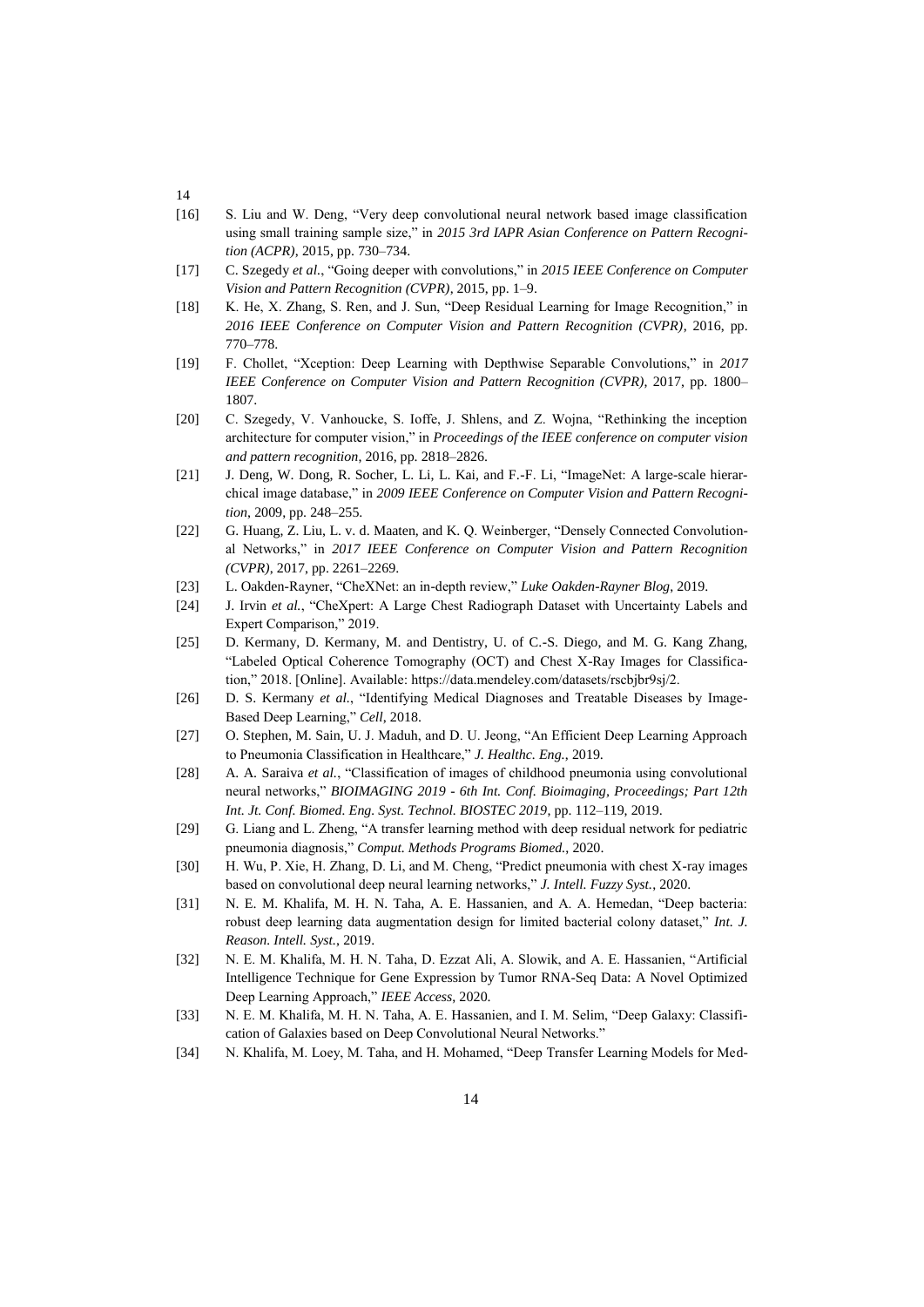[16] S. Liu and W. Deng, "Very deep convolutional neural network based image classification using small training sample size," in *2015 3rd IAPR Asian Conference on Pattern Recognition (ACPR)*, 2015, pp. 730–734.

[17] C. Szegedy *et al.*, "Going deeper with convolutions," in *2015 IEEE Conference on Computer Vision and Pattern Recognition (CVPR)*, 2015, pp. 1–9.

[18] K. He, X. Zhang, S. Ren, and J. Sun, "Deep Residual Learning for Image Recognition," in *2016 IEEE Conference on Computer Vision and Pattern Recognition (CVPR)*, 2016, pp. 770–778.

[19] F. Chollet, "Xception: Deep Learning with Depthwise Separable Convolutions," in *2017 IEEE Conference on Computer Vision and Pattern Recognition (CVPR)*, 2017, pp. 1800–1807.

[20] C. Szegedy, V. Vanhoucke, S. Ioffe, J. Shlens, and Z. Wojna, "Rethinking the inception architecture for computer vision," in *Proceedings of the IEEE conference on computer vision and pattern recognition*, 2016, pp. 2818–2826.

[21] J. Deng, W. Dong, R. Socher, L. Li, L. Kai, and F.-F. Li, "ImageNet: A large-scale hierarchical image database," in *2009 IEEE Conference on Computer Vision and Pattern Recognition*, 2009, pp. 248–255.

[22] G. Huang, Z. Liu, L. v. d. Maaten, and K. Q. Weinberger, "Densely Connected Convolutional Networks," in *2017 IEEE Conference on Computer Vision and Pattern Recognition (CVPR)*, 2017, pp. 2261–2269.

[23] L. Oakden-Rayner, "CheXNet: an in-depth review," *Luke Oakden-Rayner Blog*, 2019.

[24] J. Irvin *et al.*, "CheXpert: A Large Chest Radiograph Dataset with Uncertainty Labels and Expert Comparison," 2019.

[25] D. Kermany, D. Kermany, M. and Dentistry, U. of C.-S. Diego, and M. G. Kang Zhang, "Labeled Optical Coherence Tomography (OCT) and Chest X-Ray Images for Classification," 2018. [Online]. Available: https://data.mendeley.com/datasets/rscbjbr9sj/2.

[26] D. S. Kermany *et al.*, "Identifying Medical Diagnoses and Treatable Diseases by Image-Based Deep Learning," *Cell*, 2018.

[27] O. Stephen, M. Sain, U. J. Maduh, and D. U. Jeong, "An Efficient Deep Learning Approach to Pneumonia Classification in Healthcare," *J. Healthc. Eng.*, 2019.

[28] A. A. Saraiva *et al.*, "Classification of images of childhood pneumonia using convolutional neural networks," *BIOIMAGING 2019 - 6th Int. Conf. Bioimaging, Proceedings; Part 12th Int. Jt. Conf. Biomed. Eng. Syst. Technol. BIOSTEC 2019*, pp. 112–119, 2019.

[29] G. Liang and L. Zheng, "A transfer learning method with deep residual network for pediatric pneumonia diagnosis," *Comput. Methods Programs Biomed.*, 2020.

[30] H. Wu, P. Xie, H. Zhang, D. Li, and M. Cheng, "Predict pneumonia with chest X-ray images based on convolutional deep neural learning networks," *J. Intell. Fuzzy Syst.*, 2020.

[31] N. E. M. Khalifa, M. H. N. Taha, A. E. Hassanien, and A. A. Hemedan, "Deep bacteria: robust deep learning data augmentation design for limited bacterial colony dataset," *Int. J. Reason. Intell. Syst.*, 2019.

[32] N. E. M. Khalifa, M. H. N. Taha, D. Ezzat Ali, A. Slowik, and A. E. Hassanien, "Artificial Intelligence Technique for Gene Expression by Tumor RNA-Seq Data: A Novel Optimized Deep Learning Approach," *IEEE Access*, 2020.

[33] N. E. M. Khalifa, M. H. N. Taha, A. E. Hassanien, and I. M. Selim, "Deep Galaxy: Classification of Galaxies based on Deep Convolutional Neural Networks."

[34] N. Khalifa, M. Loey, M. Taha, and H. Mohamed, "Deep Transfer Learning Models for Med-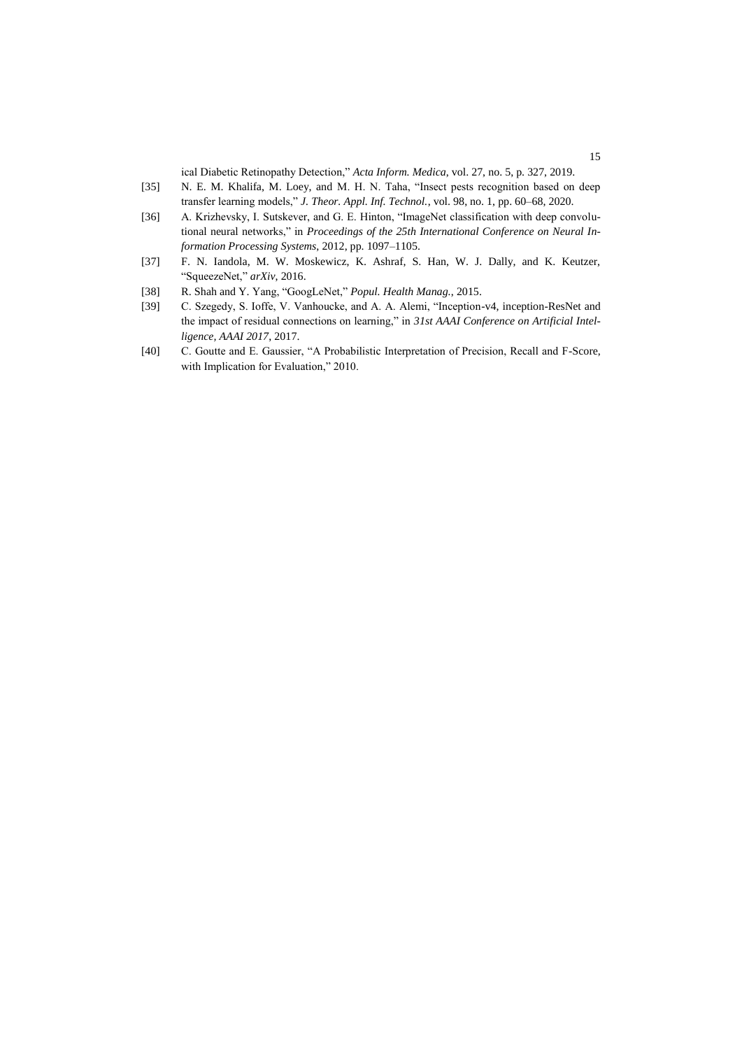ical Diabetic Retinopathy Detection," *Acta Inform. Medica*, vol. 27, no. 5, p. 327, 2019.

[35] N. E. M. Khalifa, M. Loey, and M. H. N. Taha, "Insect pests recognition based on deep transfer learning models," *J. Theor. Appl. Inf. Technol.*, vol. 98, no. 1, pp. 60–68, 2020.

[36] A. Krizhevsky, I. Sutskever, and G. E. Hinton, "ImageNet classification with deep convolutional neural networks," in *Proceedings of the 25th International Conference on Neural Information Processing Systems*, 2012, pp. 1097–1105.

[37] F. N. Iandola, M. W. Moskewicz, K. Ashraf, S. Han, W. J. Dally, and K. Keutzer, "SqueezeNet," *arXiv*, 2016.

[38] R. Shah and Y. Yang, "GoogLeNet," *Popul. Health Manag.*, 2015.

[39] C. Szegedy, S. Ioffe, V. Vanhoucke, and A. A. Alemi, "Inception-v4, inception-ResNet and the impact of residual connections on learning," in *31st AAAI Conference on Artificial Intelligence, AAAI 2017*, 2017.

[40] C. Goutte and E. Gaussier, "A Probabilistic Interpretation of Precision, Recall and F-Score, with Implication for Evaluation," 2010.